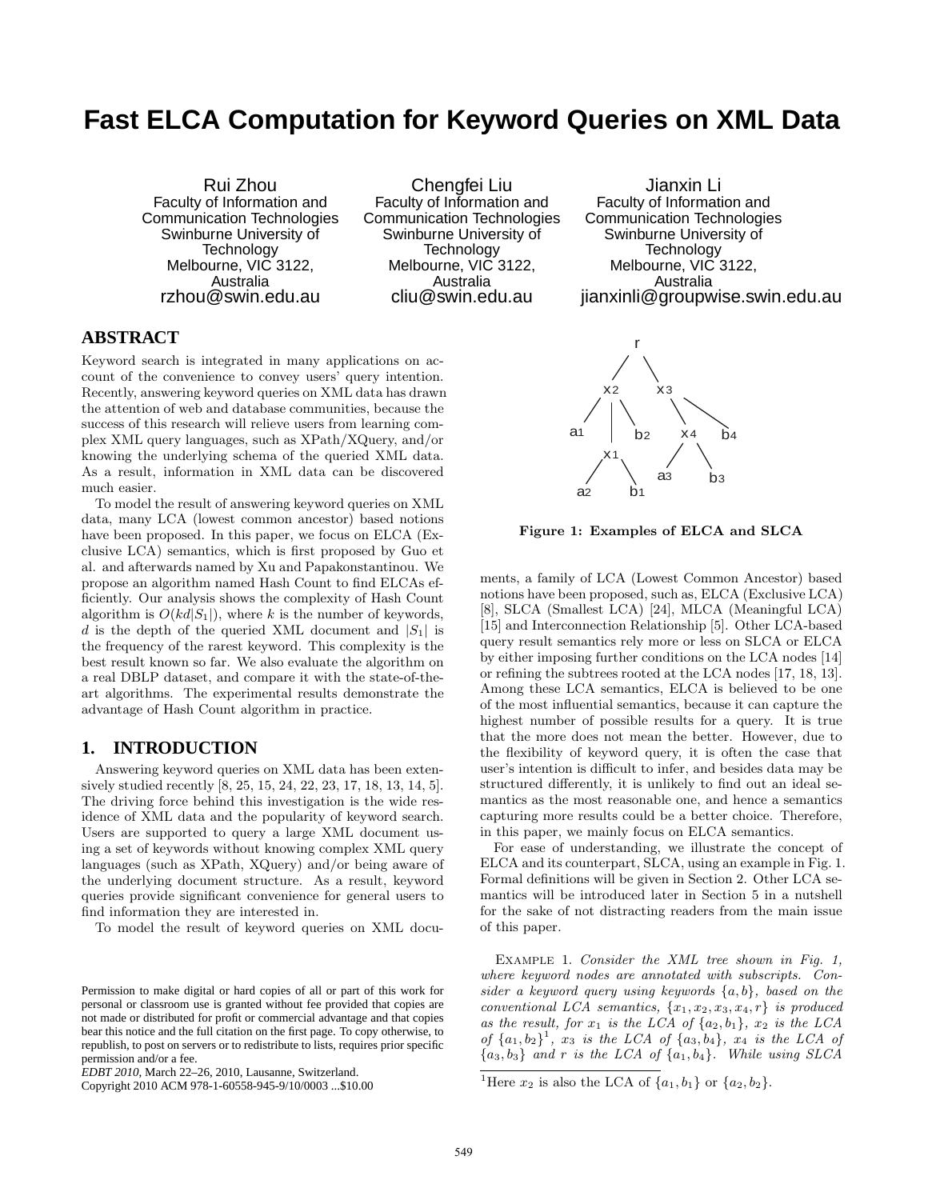# Fast ELCA Computation for Keyword Queries on XML Data

Rui Zhou
Faculty of Information and Communication Technologies
Swinburne University of Technology
Melbourne, VIC 3122, Australia
rzhou@swin.edu.au

Chengfei Liu
Faculty of Information and Communication Technologies
Swinburne University of Technology
Melbourne, VIC 3122, Australia
cliu@swin.edu.au

Jianxin Li
Faculty of Information and Communication Technologies
Swinburne University of Technology
Melbourne, VIC 3122, Australia
jianxinli@groupwise.swin.edu.au

## ABSTRACT

Keyword search is integrated in many applications on account of the convenience to convey users' query intention. Recently, answering keyword queries on XML data has drawn the attention of web and database communities, because the success of this research will relieve users from learning complex XML query languages, such as XPath/XQuery, and/or knowing the underlying schema of the queried XML data. As a result, information in XML data can be discovered much easier.

To model the result of answering keyword queries on XML data, many LCA (lowest common ancestor) based notions have been proposed. In this paper, we focus on ELCA (Exclusive LCA) semantics, which is first proposed by Guo et al. and afterwards named by Xu and Papakonstantinou. We propose an algorithm named Hash Count to find ELCAs efficiently. Our analysis shows the complexity of Hash Count algorithm is $O(kd|S_1|)$, where $k$ is the number of keywords, $d$ is the depth of the queried XML document and $|S_1|$ is the frequency of the rarest keyword. This complexity is the best result known so far. We also evaluate the algorithm on a real DBLP dataset, and compare it with the state-of-the-art algorithms. The experimental results demonstrate the advantage of Hash Count algorithm in practice.

## 1. INTRODUCTION

Answering keyword queries on XML data has been extensively studied recently [8, 25, 15, 24, 22, 23, 17, 18, 13, 14, 5]. The driving force behind this investigation is the wide residence of XML data and the popularity of keyword search. Users are supported to query a large XML document using a set of keywords without knowing complex XML query languages (such as XPath, XQuery) and/or being aware of the underlying document structure. As a result, keyword queries provide significant convenience for general users to find information they are interested in.

To model the result of keyword queries on XML documents, a family of LCA (Lowest Common Ancestor) based notions have been proposed, such as, ELCA (Exclusive LCA) [8], SLCA (Smallest LCA) [24], MLCA (Meaningful LCA) [15] and Interconnection Relationship [5]. Other LCA-based query result semantics rely more or less on SLCA or ELCA by either imposing further conditions on the LCA nodes [14] or refining the subtrees rooted at the LCA nodes [17, 18, 13]. Among these LCA semantics, ELCA is believed to be one of the most influential semantics, because it can capture the highest number of possible results for a query. It is true that the more does not mean the better. However, due to the flexibility of keyword query, it is often the case that user's intention is difficult to infer, and besides data may be structured differently, it is unlikely to find out an ideal semantics as the most reasonable one, and hence a semantics capturing more results could be a better choice. Therefore, in this paper, we mainly focus on ELCA semantics.

For ease of understanding, we illustrate the concept of ELCA and its counterpart, SLCA, using an example in Fig. 1. Formal definitions will be given in Section 2. Other LCA semantics will be introduced later in Section 5 in a nutshell for the sake of not distracting readers from the main issue of this paper.

Figure 1: Examples of ELCA and SLCA

Example 1. *Consider the XML tree shown in Fig. 1, where keyword nodes are annotated with subscripts. Consider a keyword query using keywords $\{a, b\}$, based on the conventional LCA semantics, $\{x_1, x_2, x_3, x_4, r\}$ is produced as the result, for $x_1$ is the LCA of $\{a_2, b_1\}$, $x_2$ is the LCA of $\{a_1, b_2\}$[1], $x_3$ is the LCA of $\{a_3, b_4\}$, $x_4$ is the LCA of $\{a_3, b_3\}$ and $r$ is the LCA of $\{a_1, b_4\}$. While using SLCA*

[1] Here $x_2$ is also the LCA of $\{a_1, b_1\}$ or $\{a_2, b_2\}$.

Permission to make digital or hard copies of all or part of this work for personal or classroom use is granted without fee provided that copies are not made or distributed for profit or commercial advantage and that copies bear this notice and the full citation on the first page. To copy otherwise, to republish, to post on servers or to redistribute to lists, requires prior specific permission and/or a fee.
*EDBT 2010*, March 22–26, 2010, Lausanne, Switzerland.
Copyright 2010 ACM 978-1-60558-945-9/10/0003 ...$10.00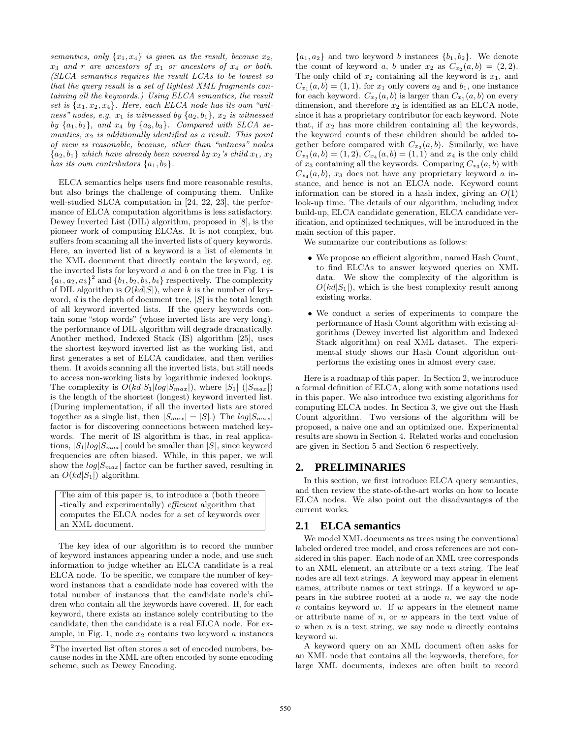*semantics, only $\{x_1, x_4\}$ is given as the result, because $x_2$, $x_3$ and $r$ are ancestors of $x_1$ or ancestors of $x_4$ or both. (SLCA semantics requires the result LCAs to be lowest so that the query result is a set of tightest XML fragments containing all the keywords.) Using ELCA semantics, the result set is $\{x_1, x_2, x_4\}$. Here, each ELCA node has its own "witness" nodes, e.g. $x_1$ is witnessed by $\{a_2, b_1\}$, $x_2$ is witnessed by $\{a_1, b_2\}$, and $x_4$ by $\{a_3, b_3\}$. Compared with SLCA semantics, $x_2$ is additionally identified as a result. This point of view is reasonable, because, other than "witness" nodes $\{a_2, b_1\}$ which have already been covered by $x_2$'s child $x_1$, $x_2$ has its own contributors $\{a_1, b_2\}$.*

ELCA semantics helps users find more reasonable results, but also brings the challenge of computing them. Unlike well-studied SLCA computation in [24, 22, 23], the performance of ELCA computation algorithms is less satisfactory. Dewey Inverted List (DIL) algorithm, proposed in [8], is the pioneer work of computing ELCAs. It is not complex, but suffers from scanning all the inverted lists of query keywords. Here, an inverted list of a keyword is a list of elements in the XML document that directly contain the keyword, eg. the inverted lists for keyword $a$ and $b$ on the tree in Fig. 1 is $\{a_1, a_2, a_3\}$[2] and $\{b_1, b_2, b_3, b_4\}$ respectively. The complexity of DIL algorithm is $O(kd|S|)$, where $k$ is the number of keyword, $d$ is the depth of document tree, $|S|$ is the total length of all keyword inverted lists. If the query keywords contain some "stop words" (whose inverted lists are very long), the performance of DIL algorithm will degrade dramatically. Another method, Indexed Stack (IS) algorithm [25], uses the shortest keyword inverted list as the working list, and first generates a set of ELCA candidates, and then verifies them. It avoids scanning all the inverted lists, but still needs to access non-working lists by logarithmic indexed lookups. The complexity is $O(kd|S_1|log|S_{max}|)$, where $|S_1|$ ($|S_{max}|$) is the length of the shortest (longest) keyword inverted list. (During implementation, if all the inverted lists are stored together as a single list, then $|S_{max}| = |S|$.) The $log|S_{max}|$ factor is for discovering connections between matched keywords. The merit of IS algorithm is that, in real applications, $|S_1|log|S_{max}|$ could be smaller than $|S|$, since keyword frequencies are often biased. While, in this paper, we will show the $log|S_{max}|$ factor can be further saved, resulting in an $O(kd|S_1|)$ algorithm.

> The aim of this paper is, to introduce a (both theoretically and experimentally) *efficient* algorithm that computes the ELCA nodes for a set of keywords over an XML document.

The key idea of our algorithm is to record the number of keyword instances appearing under a node, and use such information to judge whether an ELCA candidate is a real ELCA node. To be specific, we compare the number of keyword instances that a candidate node has covered with the total number of instances that the candidate node's children who contain all the keywords have covered. If, for each keyword, there exists an instance solely contributing to the candidate, then the candidate is a real ELCA node. For example, in Fig. 1, node $x_2$ contains two keyword $a$ instances $\{a_1, a_2\}$ and two keyword $b$ instances $\{b_1, b_2\}$. We denote the count of keyword $a$, $b$ under $x_2$ as $C_{x_2}(a, b) = (2, 2)$. The only child of $x_2$ containing all the keyword is $x_1$, and $C_{x_1}(a, b) = (1, 1)$, for $x_1$ only covers $a_2$ and $b_1$, one instance for each keyword. $C_{x_2}(a, b)$ is larger than $C_{x_1}(a, b)$ on every dimension, and therefore $x_2$ is identified as an ELCA node, since it has a proprietary contributor for each keyword. Note that, if $x_2$ has more children containing all the keywords, the keyword counts of these children should be added together before compared with $C_{x_2}(a, b)$. Similarly, we have $C_{x_3}(a, b) = (1, 2)$, $C_{x_4}(a, b) = (1, 1)$ and $x_4$ is the only child of $x_3$ containing all the keywords. Comparing $C_{x_3}(a, b)$ with $C_{x_4}(a, b)$, $x_3$ does not have any proprietary keyword $a$ instance, and hence is not an ELCA node. Keyword count information can be stored in a hash index, giving an $O(1)$ look-up time. The details of our algorithm, including index build-up, ELCA candidate generation, ELCA candidate verification, and optimized techniques, will be introduced in the main section of this paper.

We summarize our contributions as follows:

- We propose an efficient algorithm, named Hash Count, to find ELCAs to answer keyword queries on XML data. We show the complexity of the algorithm is $O(kd|S_1|)$, which is the best complexity result among existing works.
- We conduct a series of experiments to compare the performance of Hash Count algorithm with existing algorithms (Dewey inverted list algorithm and Indexed Stack algorithm) on real XML dataset. The experimental study shows our Hash Count algorithm outperforms the existing ones in almost every case.

Here is a roadmap of this paper. In Section 2, we introduce a formal definition of ELCA, along with some notations used in this paper. We also introduce two existing algorithms for computing ELCA nodes. In Section 3, we give out the Hash Count algorithm. Two versions of the algorithm will be proposed, a naive one and an optimized one. Experimental results are shown in Section 4. Related works and conclusion are given in Section 5 and Section 6 respectively.

## 2. PRELIMINARIES

In this section, we first introduce ELCA query semantics, and then review the state-of-the-art works on how to locate ELCA nodes. We also point out the disadvantages of the current works.

### 2.1 ELCA semantics

We model XML documents as trees using the conventional labeled ordered tree model, and cross references are not considered in this paper. Each node of an XML tree corresponds to an XML element, an attribute or a text string. The leaf nodes are all text strings. A keyword may appear in element names, attribute names or text strings. If a keyword $w$ appears in the subtree rooted at a node $n$, we say the node $n$ contains keyword $w$. If $w$ appears in the element name or attribute name of $n$, or $w$ appears in the text value of $n$ when $n$ is a text string, we say node $n$ directly contains keyword $w$.

A keyword query on an XML document often asks for an XML node that contains all the keywords, therefore, for large XML documents, indexes are often built to record

[2] The inverted list often stores a set of encoded numbers, because nodes in the XML are often encoded by some encoding scheme, such as Dewey Encoding.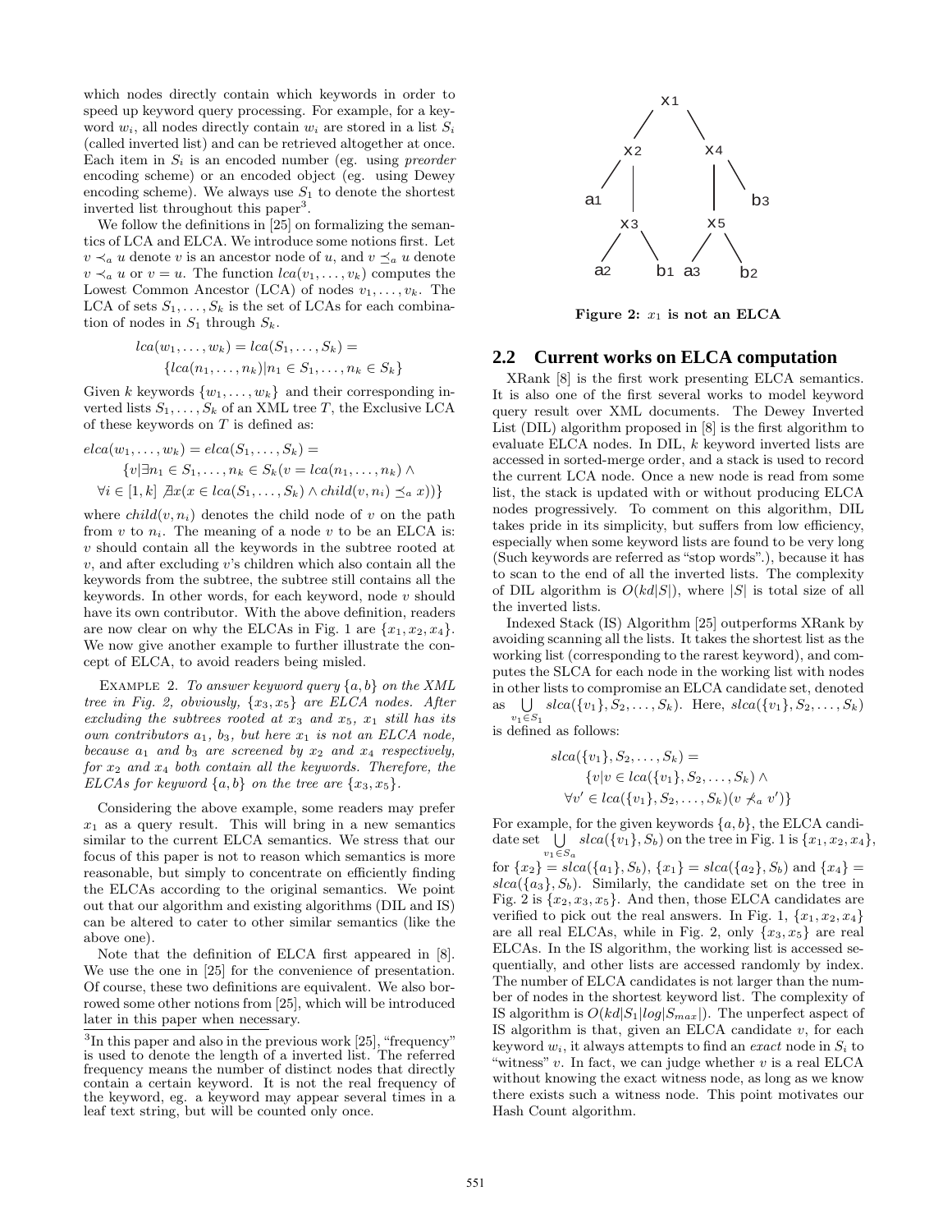which nodes directly contain which keywords in order to speed up keyword query processing. For example, for a keyword $w_i$, all nodes directly contain $w_i$ are stored in a list $S_i$ (called inverted list) and can be retrieved altogether at once. Each item in $S_i$ is an encoded number (eg. using *preorder* encoding scheme) or an encoded object (eg. using Dewey encoding scheme). We always use $S_1$ to denote the shortest inverted list throughout this paper[3].

We follow the definitions in [25] on formalizing the semantics of LCA and ELCA. We introduce some notions first. Let $v \prec_a u$ denote $v$ is an ancestor node of $u$, and $v \preceq_a u$ denote $v \prec_a u$ or $v = u$. The function $lca(v_1, \ldots, v_k)$ computes the Lowest Common Ancestor (LCA) of nodes $v_1, \ldots, v_k$. The LCA of sets $S_1, \ldots, S_k$ is the set of LCAs for each combination of nodes in $S_1$ through $S_k$.

$$lca(w_1, \ldots, w_k) = lca(S_1, \ldots, S_k) = \{lca(n_1, \ldots, n_k) | n_1 \in S_1, \ldots, n_k \in S_k\}$$

Given $k$ keywords $\{w_1, \ldots, w_k\}$ and their corresponding inverted lists $S_1, \ldots, S_k$ of an XML tree $T$, the Exclusive LCA of these keywords on $T$ is defined as:

$$elca(w_1, \ldots, w_k) = elca(S_1, \ldots, S_k) = \{v | \exists n_1 \in S_1, \ldots, n_k \in S_k (v = lca(n_1, \ldots, n_k) \wedge \forall i \in [1, k] \; \nexists x (x \in lca(S_1, \ldots, S_k) \wedge child(v, n_i) \preceq_a x))\}$$

where $child(v, n_i)$ denotes the child node of $v$ on the path from $v$ to $n_i$. The meaning of a node $v$ to be an ELCA is: $v$ should contain all the keywords in the subtree rooted at $v$, and after excluding $v$'s children which also contain all the keywords from the subtree, the subtree still contains all the keywords. In other words, for each keyword, node $v$ should have its own contributor. With the above definition, readers are now clear on why the ELCAs in Fig. 1 are $\{x_1, x_2, x_4\}$. We now give another example to further illustrate the concept of ELCA, to avoid readers being misled.

Example 2. *To answer keyword query $\{a, b\}$ on the XML tree in Fig. 2, obviously, $\{x_3, x_5\}$ are ELCA nodes. After excluding the subtrees rooted at $x_3$ and $x_5$, $x_1$ still has its own contributors $a_1$, $b_3$, but here $x_1$ is not an ELCA node, because $a_1$ and $b_3$ are screened by $x_2$ and $x_4$ respectively, for $x_2$ and $x_4$ both contain all the keywords. Therefore, the ELCAs for keyword $\{a, b\}$ on the tree are $\{x_3, x_5\}$.*

Considering the above example, some readers may prefer $x_1$ as a query result. This will bring in a new semantics similar to the current ELCA semantics. We stress that our focus of this paper is not to reason which semantics is more reasonable, but simply to concentrate on efficiently finding the ELCAs according to the original semantics. We point out that our algorithm and existing algorithms (DIL and IS) can be altered to cater to other similar semantics (like the above one).

Note that the definition of ELCA first appeared in [8]. We use the one in [25] for the convenience of presentation. Of course, these two definitions are equivalent. We also borrowed some other notions from [25], which will be introduced later in this paper when necessary.

[3]In this paper and also in the previous work [25], "frequency" is used to denote the length of a inverted list. The referred frequency means the number of distinct nodes that directly contain a certain keyword. It is not the real frequency of the keyword, eg. a keyword may appear several times in a leaf text string, but will be counted only once.

**Figure 2: $x_1$ is not an ELCA**

## 2.2 Current works on ELCA computation

XRank [8] is the first work presenting ELCA semantics. It is also one of the first several works to model keyword query result over XML documents. The Dewey Inverted List (DIL) algorithm proposed in [8] is the first algorithm to evaluate ELCA nodes. In DIL, $k$ keyword inverted lists are accessed in sorted-merge order, and a stack is used to record the current LCA node. Once a new node is read from some list, the stack is updated with or without producing ELCA nodes progressively. To comment on this algorithm, DIL takes pride in its simplicity, but suffers from low efficiency, especially when some keyword lists are found to be very long (Such keywords are referred as "stop words".), because it has to scan to the end of all the inverted lists. The complexity of DIL algorithm is $O(kd|S|)$, where $|S|$ is total size of all the inverted lists.

Indexed Stack (IS) Algorithm [25] outperforms XRank by avoiding scanning all the lists. It takes the shortest list as the working list (corresponding to the rarest keyword), and computes the SLCA for each node in the working list with nodes in other lists to compromise an ELCA candidate set, denoted as $\bigcup_{v_1 \in S_1} slca(\{v_1\}, S_2, \ldots, S_k)$. Here, $slca(\{v_1\}, S_2, \ldots, S_k)$ is defined as follows:

$$slca(\{v_1\}, S_2, \ldots, S_k) = \{v | v \in lca(\{v_1\}, S_2, \ldots, S_k) \wedge \forall v' \in lca(\{v_1\}, S_2, \ldots, S_k)(v \nprec_a v')\}$$

For example, for the given keywords $\{a, b\}$, the ELCA candidate set $\bigcup_{v_1 \in S_a} slca(\{v_1\}, S_b)$ on the tree in Fig. 1 is $\{x_1, x_2, x_4\}$, for $\{x_2\} = slca(\{a_1\}, S_b)$, $\{x_1\} = slca(\{a_2\}, S_b)$ and $\{x_4\} = slca(\{a_3\}, S_b)$. Similarly, the candidate set on the tree in Fig. 2 is $\{x_2, x_3, x_5\}$. And then, those ELCA candidates are verified to pick out the real answers. In Fig. 1, $\{x_1, x_2, x_4\}$ are all real ELCAs, while in Fig. 2, only $\{x_3, x_5\}$ are real ELCAs. In the IS algorithm, the working list is accessed sequentially, and other lists are accessed randomly by index. The number of ELCA candidates is not larger than the number of nodes in the shortest keyword list. The complexity of IS algorithm is $O(kd|S_1|log|S_{max}|)$. The unperfect aspect of IS algorithm is that, given an ELCA candidate $v$, for each keyword $w_i$, it always attempts to find an *exact* node in $S_i$ to "witness" $v$. In fact, we can judge whether $v$ is a real ELCA without knowing the exact witness node, as long as we know there exists such a witness node. This point motivates our Hash Count algorithm.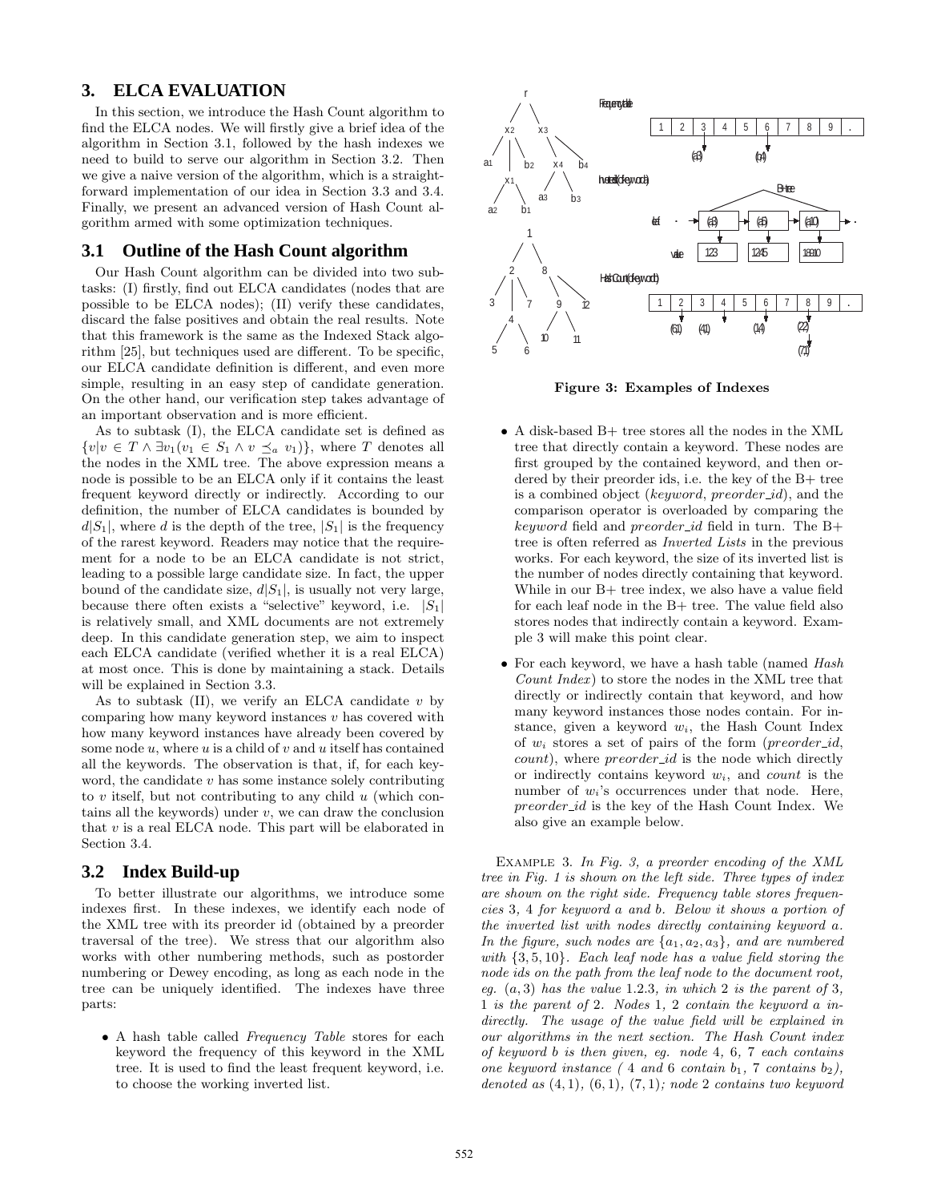## 3. ELCA EVALUATION

In this section, we introduce the Hash Count algorithm to find the ELCA nodes. We will firstly give a brief idea of the algorithm in Section 3.1, followed by the hash indexes we need to build to serve our algorithm in Section 3.2. Then we give a naive version of the algorithm, which is a straightforward implementation of our idea in Section 3.3 and 3.4. Finally, we present an advanced version of Hash Count algorithm armed with some optimization techniques.

### 3.1 Outline of the Hash Count algorithm

Our Hash Count algorithm can be divided into two subtasks: (I) firstly, find out ELCA candidates (nodes that are possible to be ELCA nodes); (II) verify these candidates, discard the false positives and obtain the real results. Note that this framework is the same as the Indexed Stack algorithm [25], but techniques used are different. To be specific, our ELCA candidate definition is different, and even more simple, resulting in an easy step of candidate generation. On the other hand, our verification step takes advantage of an important observation and is more efficient.

As to subtask (I), the ELCA candidate set is defined as $\{v | v \in T \wedge \exists v_1 (v_1 \in S_1 \wedge v \preceq_a v_1)\}$, where $T$ denotes all the nodes in the XML tree. The above expression means a node is possible to be an ELCA only if it contains the least frequent keyword directly or indirectly. According to our definition, the number of ELCA candidates is bounded by $d|S_1|$, where $d$ is the depth of the tree, $|S_1|$ is the frequency of the rarest keyword. Readers may notice that the requirement for a node to be an ELCA candidate is not strict, leading to a possible large candidate size. In fact, the upper bound of the candidate size, $d|S_1|$, is usually not very large, because there often exists a "selective" keyword, i.e. $|S_1|$ is relatively small, and XML documents are not extremely deep. In this candidate generation step, we aim to inspect each ELCA candidate (verified whether it is a real ELCA) at most once. This is done by maintaining a stack. Details will be explained in Section 3.3.

As to subtask (II), we verify an ELCA candidate $v$ by comparing how many keyword instances $v$ has covered with how many keyword instances have already been covered by some node $u$, where $u$ is a child of $v$ and $u$ itself has contained all the keywords. The observation is that, if, for each keyword, the candidate $v$ has some instance solely contributing to $v$ itself, but not contributing to any child $u$ (which contains all the keywords) under $v$, we can draw the conclusion that $v$ is a real ELCA node. This part will be elaborated in Section 3.4.

### 3.2 Index Build-up

To better illustrate our algorithms, we introduce some indexes first. In these indexes, we identify each node of the XML tree with its preorder id (obtained by a preorder traversal of the tree). We stress that our algorithm also works with other numbering methods, such as postorder numbering or Dewey encoding, as long as each node in the tree can be uniquely identified. The indexes have three parts:

- A hash table called *Frequency Table* stores for each keyword the frequency of this keyword in the XML tree. It is used to find the least frequent keyword, i.e. to choose the working inverted list.

Figure 3: Examples of Indexes

- A disk-based B+ tree stores all the nodes in the XML tree that directly contain a keyword. These nodes are first grouped by the contained keyword, and then ordered by their preorder ids, i.e. the key of the B+ tree is a combined object (*keyword*, *preorder_id*), and the comparison operator is overloaded by comparing the *keyword* field and *preorder_id* field in turn. The B+ tree is often referred as *Inverted Lists* in the previous works. For each keyword, the size of its inverted list is the number of nodes directly containing that keyword. While in our B+ tree index, we also have a value field for each leaf node in the B+ tree. The value field also stores nodes that indirectly contain a keyword. Example 3 will make this point clear.
- For each keyword, we have a hash table (named *Hash Count Index*) to store the nodes in the XML tree that directly or indirectly contain that keyword, and how many keyword instances those nodes contain. For instance, given a keyword $w_i$, the Hash Count Index of $w_i$ stores a set of pairs of the form (*preorder_id*, *count*), where *preorder_id* is the node which directly or indirectly contains keyword $w_i$, and *count* is the number of $w_i$'s occurrences under that node. Here, *preorder_id* is the key of the Hash Count Index. We also give an example below.

EXAMPLE 3. *In Fig. 3, a preorder encoding of the XML tree in Fig. 1 is shown on the left side. Three types of index are shown on the right side. Frequency table stores frequencies* 3, 4 *for keyword a and b. Below it shows a portion of the inverted list with nodes directly containing keyword a. In the figure, such nodes are* $\{a_1, a_2, a_3\}$*, and are numbered with* $\{3, 5, 10\}$*. Each leaf node has a value field storing the node ids on the path from the leaf node to the document root, eg.* $(a, 3)$ *has the value* 1.2.3*, in which* 2 *is the parent of* 3*,* 1 *is the parent of* 2*. Nodes* 1*,* 2 *contain the keyword a indirectly. The usage of the value field will be explained in our algorithms in the next section. The Hash Count index of keyword b is then given, eg. node* 4*,* 6*,* 7 *each contains one keyword instance (* 4 *and* 6 *contain* $b_1$*,* 7 *contains* $b_2$*), denoted as* $(4, 1)$*,* $(6, 1)$*,* $(7, 1)$*; node* 2 *contains two keyword*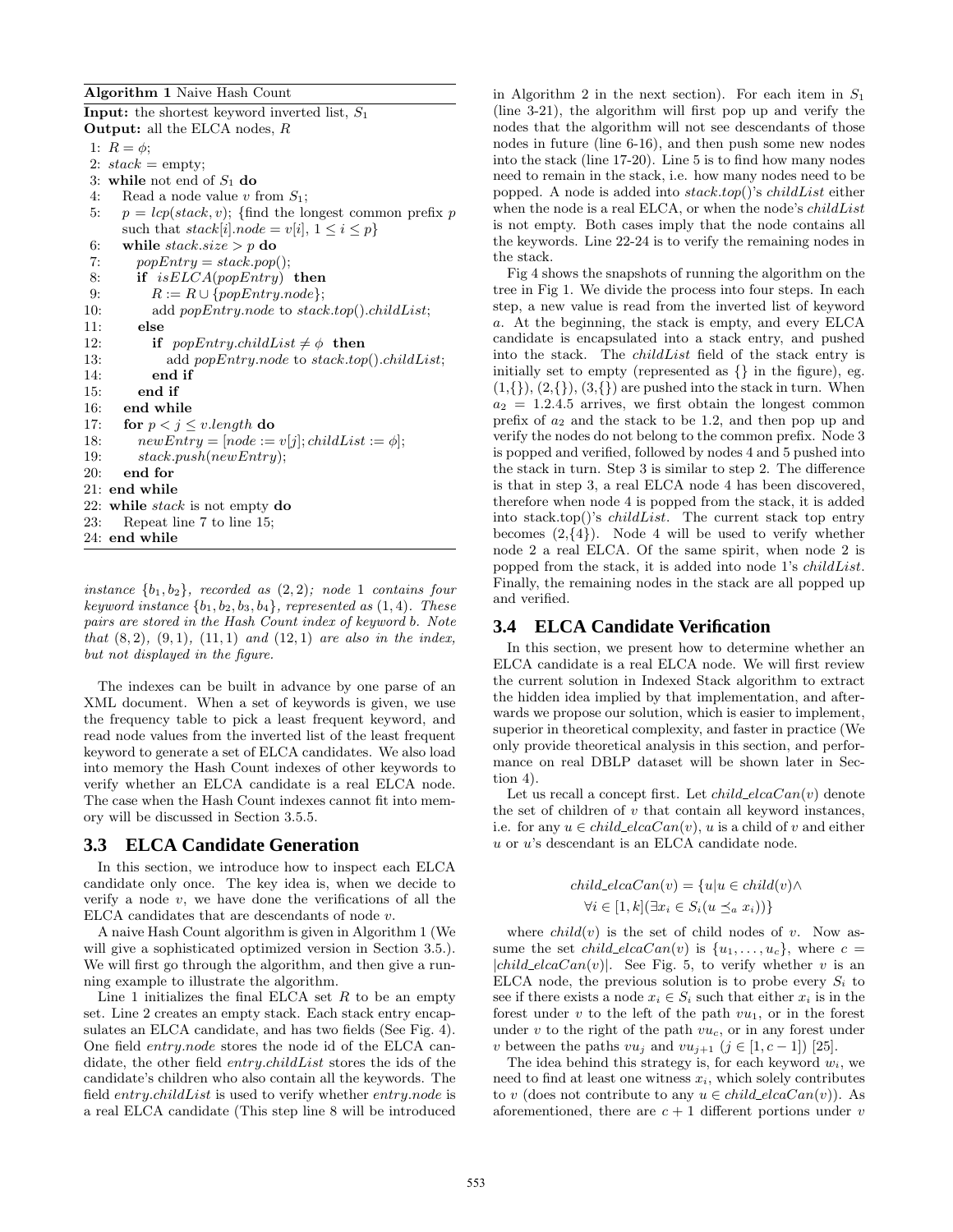**Algorithm 1** Naive Hash Count

**Input:** the shortest keyword inverted list, $S_1$
**Output:** all the ELCA nodes, $R$

```
1: R = φ;
2: stack = empty;
3: while not end of S_1 do
4:    Read a node value v from S_1;
5:    p = lcp(stack, v); {find the longest common prefix p
      such that stack[i].node = v[i], 1 ≤ i ≤ p}
6:    while stack.size > p do
7:       popEntry = stack.pop();
8:       if isELCA(popEntry) then
9:          R := R ∪ {popEntry.node};
10:         add popEntry.node to stack.top().childList;
11:      else
12:         if popEntry.childList ≠ φ then
13:            add popEntry.node to stack.top().childList;
14:         end if
15:      end if
16:   end while
17:   for p < j ≤ v.length do
18:      newEntry = [node := v[j]; childList := φ];
19:      stack.push(newEntry);
20:   end for
21: end while
22: while stack is not empty do
23:    Repeat line 7 to line 15;
24: end while
```

*instance $\{b_1, b_2\}$, recorded as $(2, 2)$; node 1 contains four keyword instance $\{b_1, b_2, b_3, b_4\}$, represented as $(1, 4)$. These pairs are stored in the Hash Count index of keyword b. Note that $(8, 2)$, $(9, 1)$, $(11, 1)$ and $(12, 1)$ are also in the index, but not displayed in the figure.*

The indexes can be built in advance by one parse of an XML document. When a set of keywords is given, we use the frequency table to pick a least frequent keyword, and read node values from the inverted list of the least frequent keyword to generate a set of ELCA candidates. We also load into memory the Hash Count indexes of other keywords to verify whether an ELCA candidate is a real ELCA node. The case when the Hash Count indexes cannot fit into memory will be discussed in Section 3.5.5.

### 3.3 ELCA Candidate Generation

In this section, we introduce how to inspect each ELCA candidate only once. The key idea is, when we decide to verify a node $v$, we have done the verifications of all the ELCA candidates that are descendants of node $v$.

A naive Hash Count algorithm is given in Algorithm 1 (We will give a sophisticated optimized version in Section 3.5.). We will first go through the algorithm, and then give a running example to illustrate the algorithm.

Line 1 initializes the final ELCA set $R$ to be an empty set. Line 2 creates an empty stack. Each stack entry encapsulates an ELCA candidate, and has two fields (See Fig. 4). One field *entry.node* stores the node id of the ELCA candidate, the other field *entry.childList* stores the ids of the candidate's children who also contain all the keywords. The field *entry.childList* is used to verify whether *entry.node* is a real ELCA candidate (This step line 8 will be introduced in Algorithm 2 in the next section). For each item in $S_1$ (line 3-21), the algorithm will first pop up and verify the nodes that the algorithm will not see descendants of those nodes in future (line 6-16), and then push some new nodes into the stack (line 17-20). Line 5 is to find how many nodes need to remain in the stack, i.e. how many nodes need to be popped. A node is added into *stack.top*()'s *childList* either when the node is a real ELCA, or when the node's *childList* is not empty. Both cases imply that the node contains all the keywords. Line 22-24 is to verify the remaining nodes in the stack.

Fig 4 shows the snapshots of running the algorithm on the tree in Fig 1. We divide the process into four steps. In each step, a new value is read from the inverted list of keyword $a$. At the beginning, the stack is empty, and every ELCA candidate is encapsulated into a stack entry, and pushed into the stack. The *childList* field of the stack entry is initially set to empty (represented as {} in the figure), eg. (1,{}), (2,{}), (3,{}) are pushed into the stack in turn. When $a_2$ = 1.2.4.5 arrives, we first obtain the longest common prefix of $a_2$ and the stack to be 1.2, and then pop up and verify the nodes do not belong to the common prefix. Node 3 is popped and verified, followed by nodes 4 and 5 pushed into the stack in turn. Step 3 is similar to step 2. The difference is that in step 3, a real ELCA node 4 has been discovered, therefore when node 4 is popped from the stack, it is added into stack.top()'s *childList*. The current stack top entry becomes (2,{4}). Node 4 will be used to verify whether node 2 a real ELCA. Of the same spirit, when node 2 is popped from the stack, it is added into node 1's *childList*. Finally, the remaining nodes in the stack are all popped up and verified.

### 3.4 ELCA Candidate Verification

In this section, we present how to determine whether an ELCA candidate is a real ELCA node. We will first review the current solution in Indexed Stack algorithm to extract the hidden idea implied by that implementation, and afterwards we propose our solution, which is easier to implement, superior in theoretical complexity, and faster in practice (We only provide theoretical analysis in this section, and performance on real DBLP dataset will be shown later in Section 4).

Let us recall a concept first. Let $child\_elcaCan(v)$ denote the set of children of $v$ that contain all keyword instances, i.e. for any $u \in child\_elcaCan(v)$, $u$ is a child of $v$ and either $u$ or $u$'s descendant is an ELCA candidate node.

$$child\_elcaCan(v) = \{u | u \in child(v) \wedge \forall i \in [1, k](\exists x_i \in S_i(u \preceq_a x_i))\}$$

where $child(v)$ is the set of child nodes of $v$. Now assume the set $child\_elcaCan(v)$ is $\{u_1, \ldots, u_c\}$, where $c = |child\_elcaCan(v)|$. See Fig. 5, to verify whether $v$ is an ELCA node, the previous solution is to probe every $S_i$ to see if there exists a node $x_i \in S_i$ such that either $x_i$ is in the forest under $v$ to the left of the path $vu_1$, or in the forest under $v$ to the right of the path $vu_c$, or in any forest under $v$ between the paths $vu_j$ and $vu_{j+1}$ ($j \in [1, c-1]$) [25].

The idea behind this strategy is, for each keyword $w_i$, we need to find at least one witness $x_i$, which solely contributes to $v$ (does not contribute to any $u \in child\_elcaCan(v)$). As aforementioned, there are $c + 1$ different portions under $v$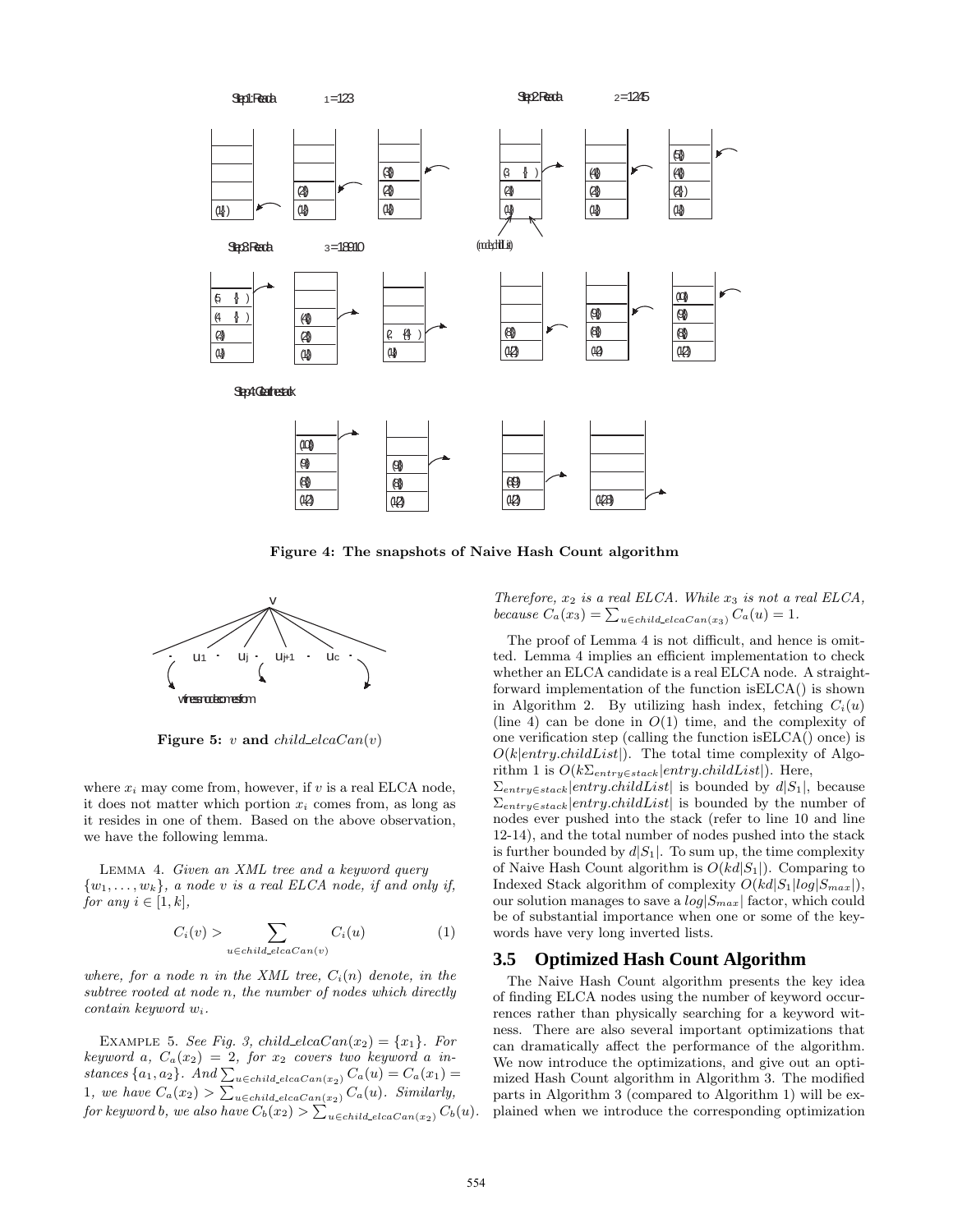Figure 4: The snapshots of Naive Hash Count algorithm

Figure 5: $v$ and $child\_elcaCan(v)$

where $x_i$ may come from, however, if $v$ is a real ELCA node, it does not matter which portion $x_i$ comes from, as long as it resides in one of them. Based on the above observation, we have the following lemma.

LEMMA 4. *Given an XML tree and a keyword query $\{w_1, \ldots, w_k\}$, a node $v$ is a real ELCA node, if and only if, for any $i \in [1, k]$,*

$$C_i(v) > \sum_{u \in child\_elcaCan(v)} C_i(u) \tag{1}$$

*where, for a node $n$ in the XML tree, $C_i(n)$ denote, in the subtree rooted at node $n$, the number of nodes which directly contain keyword $w_i$.*

EXAMPLE 5. *See Fig. 3, $child\_elcaCan(x_2) = \{x_1\}$. For keyword a, $C_a(x_2) = 2$, for $x_2$ covers two keyword a instances $\{a_1, a_2\}$. And $\sum_{u \in child\_elcaCan(x_2)} C_a(u) = C_a(x_1) = 1$, we have $C_a(x_2) > \sum_{u \in child\_elcaCan(x_2)} C_a(u)$. Similarly, for keyword b, we also have $C_b(x_2) > \sum_{u \in child\_elcaCan(x_2)} C_b(u)$. Therefore, $x_2$ is a real ELCA. While $x_3$ is not a real ELCA, because $C_a(x_3) = \sum_{u \in child\_elcaCan(x_3)} C_a(u) = 1$.*

The proof of Lemma 4 is not difficult, and hence is omitted. Lemma 4 implies an efficient implementation to check whether an ELCA candidate is a real ELCA node. A straightforward implementation of the function isELCA() is shown in Algorithm 2. By utilizing hash index, fetching $C_i(u)$ (line 4) can be done in $O(1)$ time, and the complexity of one verification step (calling the function isELCA() once) is $O(k|entry.childList|)$. The total time complexity of Algorithm 1 is $O(k\Sigma_{entry \in stack}|entry.childList|)$. Here, $\Sigma_{entry \in stack}|entry.childList|$ is bounded by $d|S_1|$, because $\Sigma_{entry \in stack}|entry.childList|$ is bounded by the number of nodes ever pushed into the stack (refer to line 10 and line 12-14), and the total number of nodes pushed into the stack is further bounded by $d|S_1|$. To sum up, the time complexity of Naive Hash Count algorithm is $O(kd|S_1|)$. Comparing to Indexed Stack algorithm of complexity $O(kd|S_1|log|S_{max}|)$, our solution manages to save a $log|S_{max}|$ factor, which could be of substantial importance when one or some of the keywords have very long inverted lists.

## 3.5 Optimized Hash Count Algorithm

The Naive Hash Count algorithm presents the key idea of finding ELCA nodes using the number of keyword occurrences rather than physically searching for a keyword witness. There are also several important optimizations that can dramatically affect the performance of the algorithm. We now introduce the optimizations, and give out an optimized Hash Count algorithm in Algorithm 3. The modified parts in Algorithm 3 (compared to Algorithm 1) will be explained when we introduce the corresponding optimization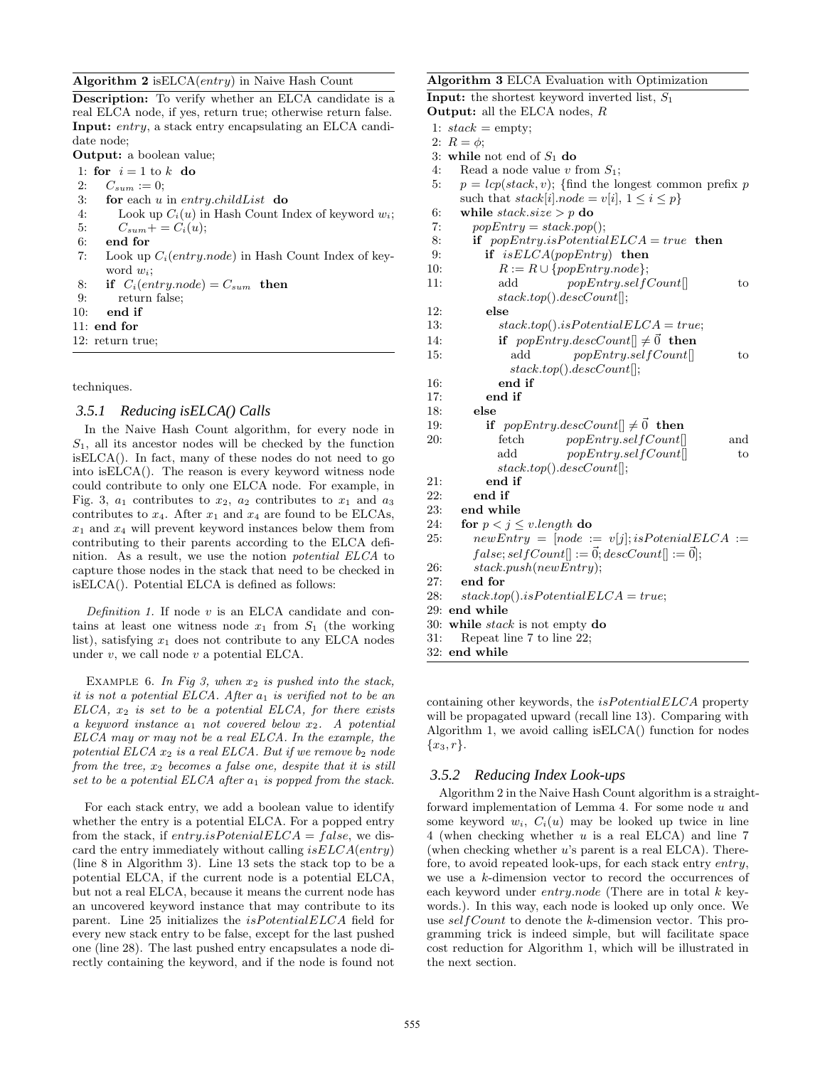**Algorithm 2** isELCA($entry$) in Naive Hash Count

**Description:** To verify whether an ELCA candidate is a real ELCA node, if yes, return true; otherwise return false.
**Input:** $entry$, a stack entry encapsulating an ELCA candidate node;
**Output:** a boolean value;

```
1: for i = 1 to k do
2:    C_sum := 0;
3:    for each u in entry.childList do
4:       Look up C_i(u) in Hash Count Index of keyword w_i;
5:       C_sum += C_i(u);
6:    end for
7:    Look up C_i(entry.node) in Hash Count Index of keyword w_i;
8:    if C_i(entry.node) = C_sum then
9:       return false;
10:   end if
11: end for
12: return true;
```

techniques.

### 3.5.1 Reducing isELCA() Calls

In the Naive Hash Count algorithm, for every node in $S_1$, all its ancestor nodes will be checked by the function isELCA(). In fact, many of these nodes do not need to go into isELCA(). The reason is every keyword witness node could contribute to only one ELCA node. For example, in Fig. 3, $a_1$ contributes to $x_2$, $a_2$ contributes to $x_1$ and $a_3$ contributes to $x_4$. After $x_1$ and $x_4$ are found to be ELCAs, $x_1$ and $x_4$ will prevent keyword instances below them from contributing to their parents according to the ELCA definition. As a result, we use the notion *potential ELCA* to capture those nodes in the stack that need to be checked in isELCA(). Potential ELCA is defined as follows:

*Definition 1.* If node $v$ is an ELCA candidate and contains at least one witness node $x_1$ from $S_1$ (the working list), satisfying $x_1$ does not contribute to any ELCA nodes under $v$, we call node $v$ a potential ELCA.

Example 6. *In Fig 3, when $x_2$ is pushed into the stack, it is not a potential ELCA. After $a_1$ is verified not to be an ELCA, $x_2$ is set to be a potential ELCA, for there exists a keyword instance $a_1$ not covered below $x_2$. A potential ELCA may or may not be a real ELCA. In the example, the potential ELCA $x_2$ is a real ELCA. But if we remove $b_2$ node from the tree, $x_2$ becomes a false one, despite that it is still set to be a potential ELCA after $a_1$ is popped from the stack.*

For each stack entry, we add a boolean value to identify whether the entry is a potential ELCA. For a popped entry from the stack, if $entry.isPotenialELCA = false$, we discard the entry immediately without calling $isELCA(entry)$ (line 8 in Algorithm 3). Line 13 sets the stack top to be a potential ELCA, if the current node is a potential ELCA, but not a real ELCA, because it means the current node has an uncovered keyword instance that may contribute to its parent. Line 25 initializes the $isPotentialELCA$ field for every new stack entry to be false, except for the last pushed one (line 28). The last pushed entry encapsulates a node directly containing the keyword, and if the node is found not containing other keywords, the $isPotentialELCA$ property will be propagated upward (recall line 13). Comparing with Algorithm 1, we avoid calling isELCA() function for nodes $\{x_3, r\}$.

**Algorithm 3** ELCA Evaluation with Optimization

**Input:** the shortest keyword inverted list, $S_1$
**Output:** all the ELCA nodes, $R$

```
1: stack = empty;
2: R = ϕ;
3: while not end of S_1 do
4:    Read a node value v from S_1;
5:    p = lcp(stack, v); {find the longest common prefix p
      such that stack[i].node = v[i], 1 ≤ i ≤ p}
6:    while stack.size > p do
7:       popEntry = stack.pop();
8:       if popEntry.isPotentialELCA = true then
9:          if isELCA(popEntry) then
10:            R := R ∪ {popEntry.node};
11:            add popEntry.selfCount[] to
               stack.top().descCount[];
12:         else
13:            stack.top().isPotentialELCA = true;
14:            if popEntry.descCount[] ≠ 0⃗ then
15:               add popEntry.selfCount[] to
                  stack.top().descCount[];
16:            end if
17:         end if
18:      else
19:         if popEntry.descCount[] ≠ 0⃗ then
20:            fetch popEntry.selfCount[] and
               add popEntry.selfCount[] to
               stack.top().descCount[];
21:         end if
22:      end if
23:   end while
24:   for p < j ≤ v.length do
25:      newEntry = [node := v[j]; isPotenialELCA :=
         false; selfCount[] := 0⃗; descCount[] := 0⃗];
26:      stack.push(newEntry);
27:   end for
28:   stack.top().isPotentialELCA = true;
29: end while
30: while stack is not empty do
31:    Repeat line 7 to line 22;
32: end while
```

### 3.5.2 Reducing Index Look-ups

Algorithm 2 in the Naive Hash Count algorithm is a straightforward implementation of Lemma 4. For some node $u$ and some keyword $w_i$, $C_i(u)$ may be looked up twice in line 4 (when checking whether $u$ is a real ELCA) and line 7 (when checking whether $u$'s parent is a real ELCA). Therefore, to avoid repeated look-ups, for each stack entry $entry$, we use a $k$-dimension vector to record the occurrences of each keyword under $entry.node$ (There are in total $k$ keywords.). In this way, each node is looked up only once. We use $selfCount$ to denote the $k$-dimension vector. This programming trick is indeed simple, but will facilitate space cost reduction for Algorithm 1, which will be illustrated in the next section.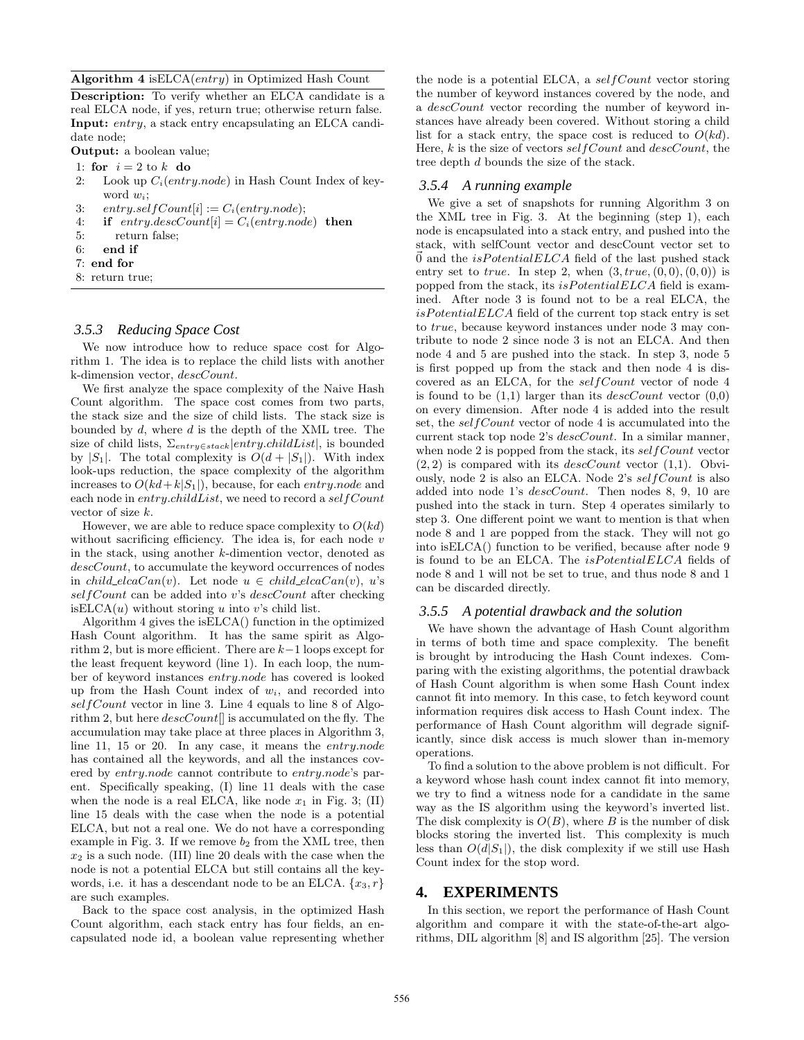**Algorithm 4** isELCA(*entry*) in Optimized Hash Count

**Description:** To verify whether an ELCA candidate is a real ELCA node, if yes, return true; otherwise return false.
**Input:** *entry*, a stack entry encapsulating an ELCA candidate node;
**Output:** a boolean value;

```
1: for i = 2 to k do
2:   Look up C_i(entry.node) in Hash Count Index of keyword w_i;
3:   entry.selfCount[i] := C_i(entry.node);
4:   if entry.descCount[i] = C_i(entry.node) then
5:     return false;
6:   end if
7: end for
8: return true;
```

### 3.5.3 Reducing Space Cost

We now introduce how to reduce space cost for Algorithm 1. The idea is to replace the child lists with another k-dimension vector, *descCount*.

We first analyze the space complexity of the Naive Hash Count algorithm. The space cost comes from two parts, the stack size and the size of child lists. The stack size is bounded by $d$, where $d$ is the depth of the XML tree. The size of child lists, $\Sigma_{entry \in stack}|entry.childList|$, is bounded by $|S_1|$. The total complexity is $O(d + |S_1|)$. With index look-ups reduction, the space complexity of the algorithm increases to $O(kd + k|S_1|)$, because, for each *entry.node* and each node in *entry.childList*, we need to record a *selfCount* vector of size $k$.

However, we are able to reduce space complexity to $O(kd)$ without sacrificing efficiency. The idea is, for each node $v$ in the stack, using another $k$-dimention vector, denoted as *descCount*, to accumulate the keyword occurrences of nodes in *child_elcaCan*($v$). Let node $u \in$ *child_elcaCan*($v$), $u$'s *selfCount* can be added into $v$'s *descCount* after checking isELCA($u$) without storing $u$ into $v$'s child list.

Algorithm 4 gives the isELCA() function in the optimized Hash Count algorithm. It has the same spirit as Algorithm 2, but is more efficient. There are $k-1$ loops except for the least frequent keyword (line 1). In each loop, the number of keyword instances *entry.node* has covered is looked up from the Hash Count index of $w_i$, and recorded into *selfCount* vector in line 3. Line 4 equals to line 8 of Algorithm 2, but here *descCount*[] is accumulated on the fly. The accumulation may take place at three places in Algorithm 3, line 11, 15 or 20. In any case, it means the *entry.node* has contained all the keywords, and all the instances covered by *entry.node* cannot contribute to *entry.node*'s parent. Specifically speaking, (I) line 11 deals with the case when the node is a real ELCA, like node $x_1$ in Fig. 3; (II) line 15 deals with the case when the node is a potential ELCA, but not a real one. We do not have a corresponding example in Fig. 3. If we remove $b_2$ from the XML tree, then $x_2$ is a such node. (III) line 20 deals with the case when the node is not a potential ELCA but still contains all the keywords, i.e. it has a descendant node to be an ELCA. $\{x_3, r\}$ are such examples.

Back to the space cost analysis, in the optimized Hash Count algorithm, each stack entry has four fields, an encapsulated node id, a boolean value representing whether the node is a potential ELCA, a *selfCount* vector storing the number of keyword instances covered by the node, and a *descCount* vector recording the number of keyword instances have already been covered. Without storing a child list for a stack entry, the space cost is reduced to $O(kd)$. Here, $k$ is the size of vectors *selfCount* and *descCount*, the tree depth $d$ bounds the size of the stack.

### 3.5.4 A running example

We give a set of snapshots for running Algorithm 3 on the XML tree in Fig. 3. At the beginning (step 1), each node is encapsulated into a stack entry, and pushed into the stack, with selfCount vector and descCount vector set to $\vec{0}$ and the *isPotentialELCA* field of the last pushed stack entry set to *true*. In step 2, when $(3, true, (0, 0), (0, 0))$ is popped from the stack, its *isPotentialELCA* field is examined. After node 3 is found not to be a real ELCA, the *isPotentialELCA* field of the current top stack entry is set to *true*, because keyword instances under node 3 may contribute to node 2 since node 3 is not an ELCA. And then node 4 and 5 are pushed into the stack. In step 3, node 5 is first popped up from the stack and then node 4 is discovered as an ELCA, for the *selfCount* vector of node 4 is found to be (1,1) larger than its *descCount* vector (0,0) on every dimension. After node 4 is added into the result set, the *selfCount* vector of node 4 is accumulated into the current stack top node 2's *descCount*. In a similar manner, when node 2 is popped from the stack, its *selfCount* vector $(2, 2)$ is compared with its *descCount* vector (1,1). Obviously, node 2 is also an ELCA. Node 2's *selfCount* is also added into node 1's *descCount*. Then nodes 8, 9, 10 are pushed into the stack in turn. Step 4 operates similarly to step 3. One different point we want to mention is that when node 8 and 1 are popped from the stack. They will not go into isELCA() function to be verified, because after node 9 is found to be an ELCA. The *isPotentialELCA* fields of node 8 and 1 will not be set to true, and thus node 8 and 1 can be discarded directly.

### 3.5.5 A potential drawback and the solution

We have shown the advantage of Hash Count algorithm in terms of both time and space complexity. The benefit is brought by introducing the Hash Count indexes. Comparing with the existing algorithms, the potential drawback of Hash Count algorithm is when some Hash Count index cannot fit into memory. In this case, to fetch keyword count information requires disk access to Hash Count index. The performance of Hash Count algorithm will degrade significantly, since disk access is much slower than in-memory operations.

To find a solution to the above problem is not difficult. For a keyword whose hash count index cannot fit into memory, we try to find a witness node for a candidate in the same way as the IS algorithm using the keyword's inverted list. The disk complexity is $O(B)$, where $B$ is the number of disk blocks storing the inverted list. This complexity is much less than $O(d|S_1|)$, the disk complexity if we still use Hash Count index for the stop word.

## 4. EXPERIMENTS

In this section, we report the performance of Hash Count algorithm and compare it with the state-of-the-art algorithms, DIL algorithm [8] and IS algorithm [25]. The version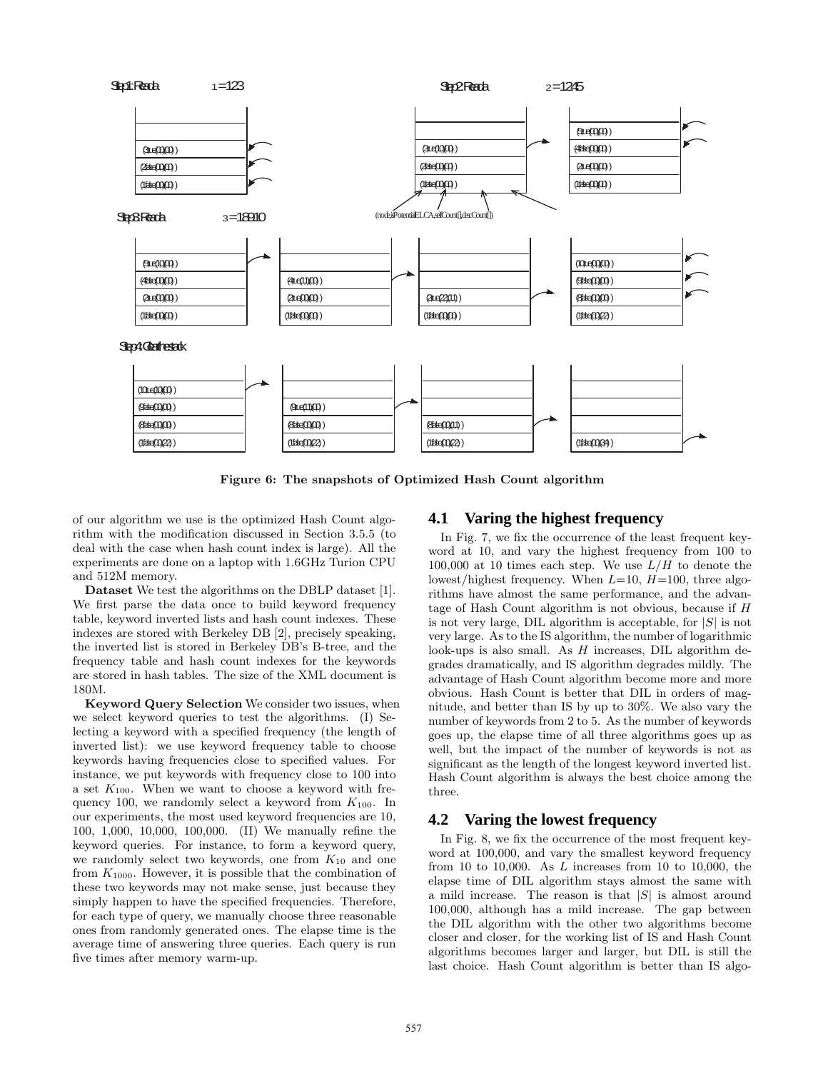Figure 6: The snapshots of Optimized Hash Count algorithm

of our algorithm we use is the optimized Hash Count algorithm with the modification discussed in Section 3.5.5 (to deal with the case when hash count index is large). All the experiments are done on a laptop with 1.6GHz Turion CPU and 512M memory.

**Dataset** We test the algorithms on the DBLP dataset [1]. We first parse the data once to build keyword frequency table, keyword inverted lists and hash count indexes. These indexes are stored with Berkeley DB [2], precisely speaking, the inverted list is stored in Berkeley DB's B-tree, and the frequency table and hash count indexes for the keywords are stored in hash tables. The size of the XML document is 180M.

**Keyword Query Selection** We consider two issues, when we select keyword queries to test the algorithms. (I) Selecting a keyword with a specified frequency (the length of inverted list): we use keyword frequency table to choose keywords having frequencies close to specified values. For instance, we put keywords with frequency close to 100 into a set $K_{100}$. When we want to choose a keyword with frequency 100, we randomly select a keyword from $K_{100}$. In our experiments, the most used keyword frequencies are 10, 100, 1,000, 10,000, 100,000. (II) We manually refine the keyword queries. For instance, to form a keyword query, we randomly select two keywords, one from $K_{10}$ and one from $K_{1000}$. However, it is possible that the combination of these two keywords may not make sense, just because they simply happen to have the specified frequencies. Therefore, for each type of query, we manually choose three reasonable ones from randomly generated ones. The elapse time is the average time of answering three queries. Each query is run five times after memory warm-up.

## 4.1 Varing the highest frequency

In Fig. 7, we fix the occurrence of the least frequent keyword at 10, and vary the highest frequency from 100 to 100,000 at 10 times each step. We use $L/H$ to denote the lowest/highest frequency. When $L$=10, $H$=100, three algorithms have almost the same performance, and the advantage of Hash Count algorithm is not obvious, because if $H$ is not very large, DIL algorithm is acceptable, for $|S|$ is not very large. As to the IS algorithm, the number of logarithmic look-ups is also small. As $H$ increases, DIL algorithm degrades dramatically, and IS algorithm degrades mildly. The advantage of Hash Count algorithm become more and more obvious. Hash Count is better that DIL in orders of magnitude, and better than IS by up to 30%. We also vary the number of keywords from 2 to 5. As the number of keywords goes up, the elapse time of all three algorithms goes up as well, but the impact of the number of keywords is not as significant as the length of the longest keyword inverted list. Hash Count algorithm is always the best choice among the three.

## 4.2 Varing the lowest frequency

In Fig. 8, we fix the occurrence of the most frequent keyword at 100,000, and vary the smallest keyword frequency from 10 to 10,000. As $L$ increases from 10 to 10,000, the elapse time of DIL algorithm stays almost the same with a mild increase. The reason is that $|S|$ is almost around 100,000, although has a mild increase. The gap between the DIL algorithm with the other two algorithms become closer and closer, for the working list of IS and Hash Count algorithms becomes larger and larger, but DIL is still the last choice. Hash Count algorithm is better than IS algo-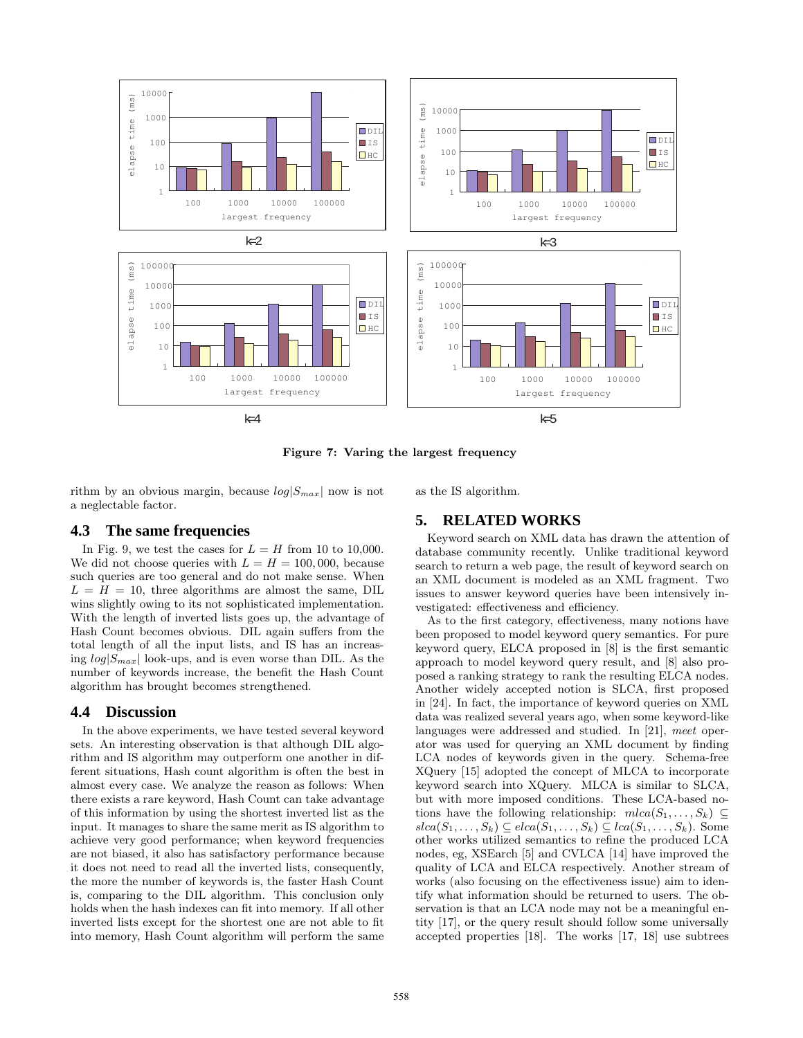Figure 7: Varing the largest frequency

rithm by an obvious margin, because $log|S_{max}|$ now is not a neglectable factor.

### 4.3 The same frequencies

In Fig. 9, we test the cases for $L = H$ from 10 to 10,000. We did not choose queries with $L = H = 100,000$, because such queries are too general and do not make sense. When $L = H = 10$, three algorithms are almost the same, DIL wins slightly owing to its not sophisticated implementation. With the length of inverted lists goes up, the advantage of Hash Count becomes obvious. DIL again suffers from the total length of all the input lists, and IS has an increasing $log|S_{max}|$ look-ups, and is even worse than DIL. As the number of keywords increase, the benefit the Hash Count algorithm has brought becomes strengthened.

### 4.4 Discussion

In the above experiments, we have tested several keyword sets. An interesting observation is that although DIL algorithm and IS algorithm may outperform one another in different situations, Hash count algorithm is often the best in almost every case. We analyze the reason as follows: When there exists a rare keyword, Hash Count can take advantage of this information by using the shortest inverted list as the input. It manages to share the same merit as IS algorithm to achieve very good performance; when keyword frequencies are not biased, it also has satisfactory performance because it does not need to read all the inverted lists, consequently, the more the number of keywords is, the faster Hash Count is, comparing to the DIL algorithm. This conclusion only holds when the hash indexes can fit into memory. If all other inverted lists except for the shortest one are not able to fit into memory, Hash Count algorithm will perform the same as the IS algorithm.

## 5. RELATED WORKS

Keyword search on XML data has drawn the attention of database community recently. Unlike traditional keyword search to return a web page, the result of keyword search on an XML document is modeled as an XML fragment. Two issues to answer keyword queries have been intensively investigated: effectiveness and efficiency.

As to the first category, effectiveness, many notions have been proposed to model keyword query semantics. For pure keyword query, ELCA proposed in [8] is the first semantic approach to model keyword query result, and [8] also proposed a ranking strategy to rank the resulting ELCA nodes. Another widely accepted notion is SLCA, first proposed in [24]. In fact, the importance of keyword queries on XML data was realized several years ago, when some keyword-like languages were addressed and studied. In [21], *meet* operator was used for querying an XML document by finding LCA nodes of keywords given in the query. Schema-free XQuery [15] adopted the concept of MLCA to incorporate keyword search into XQuery. MLCA is similar to SLCA, but with more imposed conditions. These LCA-based notions have the following relationship: $mlca(S_1, \ldots, S_k) \subseteq slca(S_1, \ldots, S_k) \subseteq elca(S_1, \ldots, S_k) \subseteq lca(S_1, \ldots, S_k)$. Some other works utilized semantics to refine the produced LCA nodes, eg, XSEarch [5] and CVLCA [14] have improved the quality of LCA and ELCA respectively. Another stream of works (also focusing on the effectiveness issue) aim to identify what information should be returned to users. The observation is that an LCA node may not be a meaningful entity [17], or the query result should follow some universally accepted properties [18]. The works [17, 18] use subtrees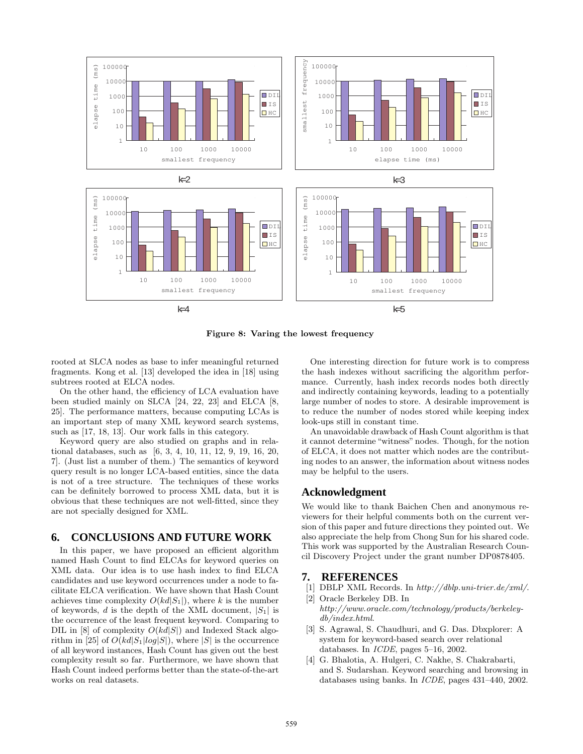Figure 8: Varing the lowest frequency

rooted at SLCA nodes as base to infer meaningful returned fragments. Kong et al. [13] developed the idea in [18] using subtrees rooted at ELCA nodes.

On the other hand, the efficiency of LCA evaluation have been studied mainly on SLCA [24, 22, 23] and ELCA [8, 25]. The performance matters, because computing LCAs is an important step of many XML keyword search systems, such as [17, 18, 13]. Our work falls in this category.

Keyword query are also studied on graphs and in relational databases, such as [6, 3, 4, 10, 11, 12, 9, 19, 16, 20, 7]. (Just list a number of them.) The semantics of keyword query result is no longer LCA-based entities, since the data is not of a tree structure. The techniques of these works can be definitely borrowed to process XML data, but it is obvious that these techniques are not well-fitted, since they are not specially designed for XML.

## 6. CONCLUSIONS AND FUTURE WORK

In this paper, we have proposed an efficient algorithm named Hash Count to find ELCAs for keyword queries on XML data. Our idea is to use hash index to find ELCA candidates and use keyword occurrences under a node to facilitate ELCA verification. We have shown that Hash Count achieves time complexity $O(kd|S_1|)$, where $k$ is the number of keywords, $d$ is the depth of the XML document, $|S_1|$ is the occurrence of the least frequent keyword. Comparing to DIL in [8] of complexity $O(kd|S|)$ and Indexed Stack algorithm in [25] of $O(kd|S_1|log|S|)$, where $|S|$ is the occurrence of all keyword instances, Hash Count has given out the best complexity result so far. Furthermore, we have shown that Hash Count indeed performs better than the state-of-the-art works on real datasets.

One interesting direction for future work is to compress the hash indexes without sacrificing the algorithm performance. Currently, hash index records nodes both directly and indirectly containing keywords, leading to a potentially large number of nodes to store. A desirable improvement is to reduce the number of nodes stored while keeping index look-ups still in constant time.

An unavoidable drawback of Hash Count algorithm is that it cannot determine "witness" nodes. Though, for the notion of ELCA, it does not matter which nodes are the contributing nodes to an answer, the information about witness nodes may be helpful to the users.

## Acknowledgment

We would like to thank Baichen Chen and anonymous reviewers for their helpful comments both on the current version of this paper and future directions they pointed out. We also appreciate the help from Chong Sun for his shared code. This work was supported by the Australian Research Council Discovery Project under the grant number DP0878405.

## 7. REFERENCES

[1] DBLP XML Records. In *http://dblp.uni-trier.de/xml/*.

[2] Oracle Berkeley DB. In *http://www.oracle.com/technology/products/berkeley-db/index.html*.

[3] S. Agrawal, S. Chaudhuri, and G. Das. Dbxplorer: A system for keyword-based search over relational databases. In *ICDE*, pages 5–16, 2002.

[4] G. Bhalotia, A. Hulgeri, C. Nakhe, S. Chakrabarti, and S. Sudarshan. Keyword searching and browsing in databases using banks. In *ICDE*, pages 431–440, 2002.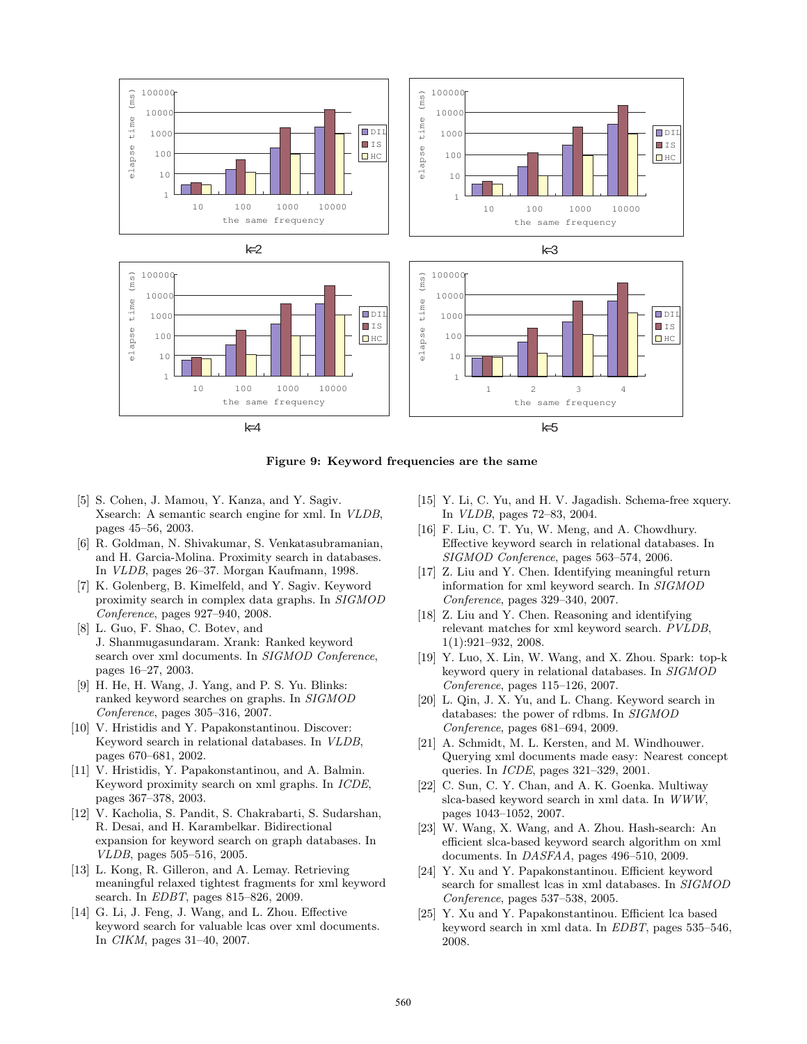elapse time (ms)
100000
10000
1000
100
10
1
10 100 1000 10000
the same frequency
DIL
IS
HC

k=2

elapse time (ms)
100000
10000
1000
100
10
1
10 100 1000 10000
the same frequency
DIL
IS
HC

k=3

elapse time (ms)
100000
10000
1000
100
10
1
10 100 1000 10000
the same frequency
DIL
IS
HC

k=4

elapse time (ms)
100000
10000
1000
100
10
1
1 2 3 4
the same frequency
DIL
IS
HC

k=5

**Figure 9: Keyword frequencies are the same**

[5] S. Cohen, J. Mamou, Y. Kanza, and Y. Sagiv. Xsearch: A semantic search engine for xml. In *VLDB*, pages 45–56, 2003.

[6] R. Goldman, N. Shivakumar, S. Venkatasubramanian, and H. Garcia-Molina. Proximity search in databases. In *VLDB*, pages 26–37. Morgan Kaufmann, 1998.

[7] K. Golenberg, B. Kimelfeld, and Y. Sagiv. Keyword proximity search in complex data graphs. In *SIGMOD Conference*, pages 927–940, 2008.

[8] L. Guo, F. Shao, C. Botev, and J. Shanmugasundaram. Xrank: Ranked keyword search over xml documents. In *SIGMOD Conference*, pages 16–27, 2003.

[9] H. He, H. Wang, J. Yang, and P. S. Yu. Blinks: ranked keyword searches on graphs. In *SIGMOD Conference*, pages 305–316, 2007.

[10] V. Hristidis and Y. Papakonstantinou. Discover: Keyword search in relational databases. In *VLDB*, pages 670–681, 2002.

[11] V. Hristidis, Y. Papakonstantinou, and A. Balmin. Keyword proximity search on xml graphs. In *ICDE*, pages 367–378, 2003.

[12] V. Kacholia, S. Pandit, S. Chakrabarti, S. Sudarshan, R. Desai, and H. Karambelkar. Bidirectional expansion for keyword search on graph databases. In *VLDB*, pages 505–516, 2005.

[13] L. Kong, R. Gilleron, and A. Lemay. Retrieving meaningful relaxed tightest fragments for xml keyword search. In *EDBT*, pages 815–826, 2009.

[14] G. Li, J. Feng, J. Wang, and L. Zhou. Effective keyword search for valuable lcas over xml documents. In *CIKM*, pages 31–40, 2007.

[15] Y. Li, C. Yu, and H. V. Jagadish. Schema-free xquery. In *VLDB*, pages 72–83, 2004.

[16] F. Liu, C. T. Yu, W. Meng, and A. Chowdhury. Effective keyword search in relational databases. In *SIGMOD Conference*, pages 563–574, 2006.

[17] Z. Liu and Y. Chen. Identifying meaningful return information for xml keyword search. In *SIGMOD Conference*, pages 329–340, 2007.

[18] Z. Liu and Y. Chen. Reasoning and identifying relevant matches for xml keyword search. *PVLDB*, 1(1):921–932, 2008.

[19] Y. Luo, X. Lin, W. Wang, and X. Zhou. Spark: top-k keyword query in relational databases. In *SIGMOD Conference*, pages 115–126, 2007.

[20] L. Qin, J. X. Yu, and L. Chang. Keyword search in databases: the power of rdbms. In *SIGMOD Conference*, pages 681–694, 2009.

[21] A. Schmidt, M. L. Kersten, and M. Windhouwer. Querying xml documents made easy: Nearest concept queries. In *ICDE*, pages 321–329, 2001.

[22] C. Sun, C. Y. Chan, and A. K. Goenka. Multiway slca-based keyword search in xml data. In *WWW*, pages 1043–1052, 2007.

[23] W. Wang, X. Wang, and A. Zhou. Hash-search: An efficient slca-based keyword search algorithm on xml documents. In *DASFAA*, pages 496–510, 2009.

[24] Y. Xu and Y. Papakonstantinou. Efficient keyword search for smallest lcas in xml databases. In *SIGMOD Conference*, pages 537–538, 2005.

[25] Y. Xu and Y. Papakonstantinou. Efficient lca based keyword search in xml data. In *EDBT*, pages 535–546, 2008.